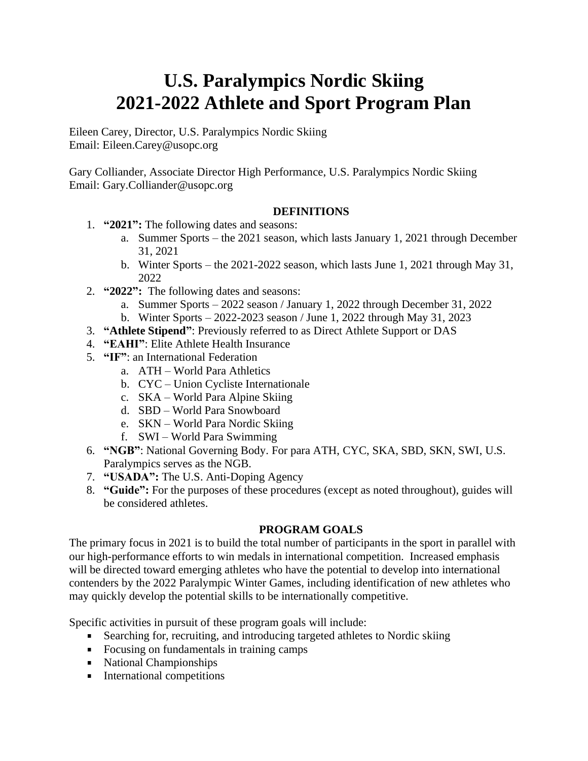# U.S. Paralympics Nordic Skiing 2021-2022 Athlete and Sport Program Plan

Eileen Carey, Director, U.S. Paralympics Nordic Skiing
Email: Eileen.Carey@usopc.org

Gary Colliander, Associate Director High Performance, U.S. Paralympics Nordic Skiing
Email: Gary.Colliander@usopc.org

## DEFINITIONS

1. **"2021":** The following dates and seasons:
   a. Summer Sports – the 2021 season, which lasts January 1, 2021 through December 31, 2021
   b. Winter Sports – the 2021-2022 season, which lasts June 1, 2021 through May 31, 2022
2. **"2022":** The following dates and seasons:
   a. Summer Sports – 2022 season / January 1, 2022 through December 31, 2022
   b. Winter Sports – 2022-2023 season / June 1, 2022 through May 31, 2023
3. **"Athlete Stipend"**: Previously referred to as Direct Athlete Support or DAS
4. **"EAHI"**: Elite Athlete Health Insurance
5. **"IF"**: an International Federation
   a. ATH – World Para Athletics
   b. CYC – Union Cycliste Internationale
   c. SKA – World Para Alpine Skiing
   d. SBD – World Para Snowboard
   e. SKN – World Para Nordic Skiing
   f. SWI – World Para Swimming
6. **"NGB"**: National Governing Body. For para ATH, CYC, SKA, SBD, SKN, SWI, U.S. Paralympics serves as the NGB.
7. **"USADA":** The U.S. Anti-Doping Agency
8. **"Guide":** For the purposes of these procedures (except as noted throughout), guides will be considered athletes.

## PROGRAM GOALS

The primary focus in 2021 is to build the total number of participants in the sport in parallel with our high-performance efforts to win medals in international competition. Increased emphasis will be directed toward emerging athletes who have the potential to develop into international contenders by the 2022 Paralympic Winter Games, including identification of new athletes who may quickly develop the potential skills to be internationally competitive.

Specific activities in pursuit of these program goals will include:

- Searching for, recruiting, and introducing targeted athletes to Nordic skiing
- Focusing on fundamentals in training camps
- National Championships
- International competitions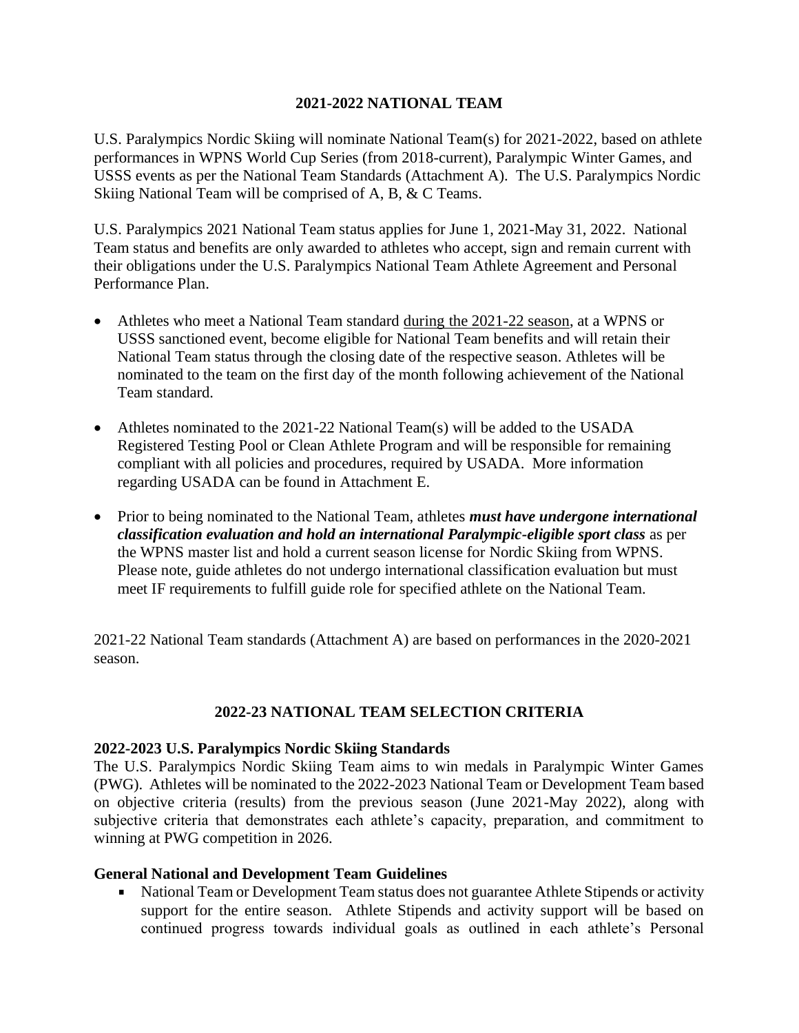## 2021-2022 NATIONAL TEAM

U.S. Paralympics Nordic Skiing will nominate National Team(s) for 2021-2022, based on athlete performances in WPNS World Cup Series (from 2018-current), Paralympic Winter Games, and USSS events as per the National Team Standards (Attachment A). The U.S. Paralympics Nordic Skiing National Team will be comprised of A, B, & C Teams.

U.S. Paralympics 2021 National Team status applies for June 1, 2021-May 31, 2022. National Team status and benefits are only awarded to athletes who accept, sign and remain current with their obligations under the U.S. Paralympics National Team Athlete Agreement and Personal Performance Plan.

- Athletes who meet a National Team standard <u>during the 2021-22 season</u>, at a WPNS or USSS sanctioned event, become eligible for National Team benefits and will retain their National Team status through the closing date of the respective season. Athletes will be nominated to the team on the first day of the month following achievement of the National Team standard.
- Athletes nominated to the 2021-22 National Team(s) will be added to the USADA Registered Testing Pool or Clean Athlete Program and will be responsible for remaining compliant with all policies and procedures, required by USADA. More information regarding USADA can be found in Attachment E.
- Prior to being nominated to the National Team, athletes ***must have undergone international classification evaluation and hold an international Paralympic-eligible sport class*** as per the WPNS master list and hold a current season license for Nordic Skiing from WPNS. Please note, guide athletes do not undergo international classification evaluation but must meet IF requirements to fulfill guide role for specified athlete on the National Team.

2021-22 National Team standards (Attachment A) are based on performances in the 2020-2021 season.

## 2022-23 NATIONAL TEAM SELECTION CRITERIA

### 2022-2023 U.S. Paralympics Nordic Skiing Standards

The U.S. Paralympics Nordic Skiing Team aims to win medals in Paralympic Winter Games (PWG). Athletes will be nominated to the 2022-2023 National Team or Development Team based on objective criteria (results) from the previous season (June 2021-May 2022), along with subjective criteria that demonstrates each athlete's capacity, preparation, and commitment to winning at PWG competition in 2026.

### General National and Development Team Guidelines

- National Team or Development Team status does not guarantee Athlete Stipends or activity support for the entire season. Athlete Stipends and activity support will be based on continued progress towards individual goals as outlined in each athlete's Personal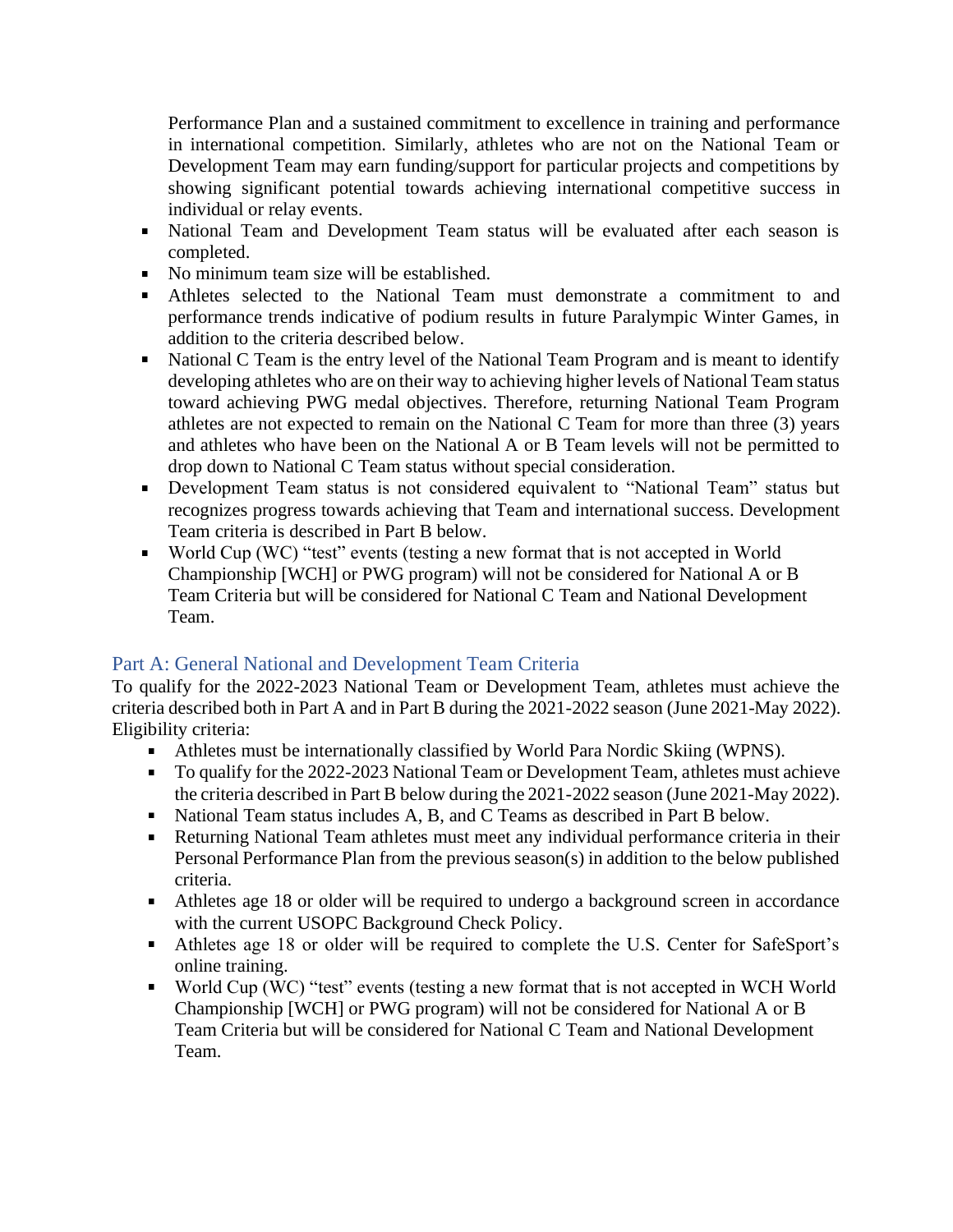Performance Plan and a sustained commitment to excellence in training and performance in international competition. Similarly, athletes who are not on the National Team or Development Team may earn funding/support for particular projects and competitions by showing significant potential towards achieving international competitive success in individual or relay events.

- National Team and Development Team status will be evaluated after each season is completed.
- No minimum team size will be established.
- Athletes selected to the National Team must demonstrate a commitment to and performance trends indicative of podium results in future Paralympic Winter Games, in addition to the criteria described below.
- National C Team is the entry level of the National Team Program and is meant to identify developing athletes who are on their way to achieving higher levels of National Team status toward achieving PWG medal objectives. Therefore, returning National Team Program athletes are not expected to remain on the National C Team for more than three (3) years and athletes who have been on the National A or B Team levels will not be permitted to drop down to National C Team status without special consideration.
- Development Team status is not considered equivalent to "National Team" status but recognizes progress towards achieving that Team and international success. Development Team criteria is described in Part B below.
- World Cup (WC) "test" events (testing a new format that is not accepted in World Championship [WCH] or PWG program) will not be considered for National A or B Team Criteria but will be considered for National C Team and National Development Team.

## Part A: General National and Development Team Criteria

To qualify for the 2022-2023 National Team or Development Team, athletes must achieve the criteria described both in Part A and in Part B during the 2021-2022 season (June 2021-May 2022). Eligibility criteria:

- Athletes must be internationally classified by World Para Nordic Skiing (WPNS).
- To qualify for the 2022-2023 National Team or Development Team, athletes must achieve the criteria described in Part B below during the 2021-2022 season (June 2021-May 2022).
- National Team status includes A, B, and C Teams as described in Part B below.
- Returning National Team athletes must meet any individual performance criteria in their Personal Performance Plan from the previous season(s) in addition to the below published criteria.
- Athletes age 18 or older will be required to undergo a background screen in accordance with the current USOPC Background Check Policy.
- Athletes age 18 or older will be required to complete the U.S. Center for SafeSport's online training.
- World Cup (WC) "test" events (testing a new format that is not accepted in WCH World Championship [WCH] or PWG program) will not be considered for National A or B Team Criteria but will be considered for National C Team and National Development Team.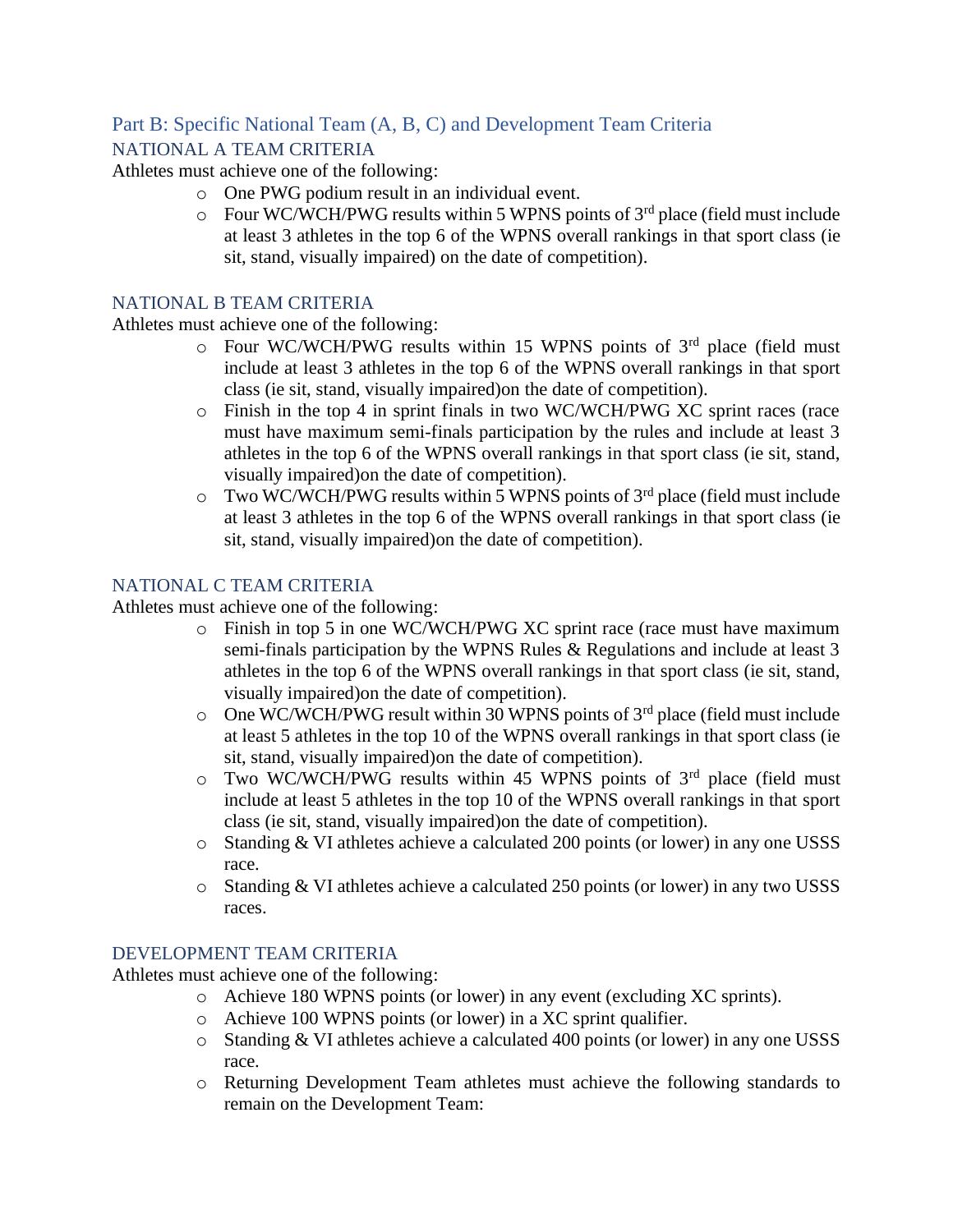## Part B: Specific National Team (A, B, C) and Development Team Criteria

### NATIONAL A TEAM CRITERIA

Athletes must achieve one of the following:

- One PWG podium result in an individual event.
- Four WC/WCH/PWG results within 5 WPNS points of 3rd place (field must include at least 3 athletes in the top 6 of the WPNS overall rankings in that sport class (ie sit, stand, visually impaired) on the date of competition).

### NATIONAL B TEAM CRITERIA

Athletes must achieve one of the following:

- Four WC/WCH/PWG results within 15 WPNS points of 3rd place (field must include at least 3 athletes in the top 6 of the WPNS overall rankings in that sport class (ie sit, stand, visually impaired)on the date of competition).
- Finish in the top 4 in sprint finals in two WC/WCH/PWG XC sprint races (race must have maximum semi-finals participation by the rules and include at least 3 athletes in the top 6 of the WPNS overall rankings in that sport class (ie sit, stand, visually impaired)on the date of competition).
- Two WC/WCH/PWG results within 5 WPNS points of 3rd place (field must include at least 3 athletes in the top 6 of the WPNS overall rankings in that sport class (ie sit, stand, visually impaired)on the date of competition).

### NATIONAL C TEAM CRITERIA

Athletes must achieve one of the following:

- Finish in top 5 in one WC/WCH/PWG XC sprint race (race must have maximum semi-finals participation by the WPNS Rules & Regulations and include at least 3 athletes in the top 6 of the WPNS overall rankings in that sport class (ie sit, stand, visually impaired)on the date of competition).
- One WC/WCH/PWG result within 30 WPNS points of 3rd place (field must include at least 5 athletes in the top 10 of the WPNS overall rankings in that sport class (ie sit, stand, visually impaired)on the date of competition).
- Two WC/WCH/PWG results within 45 WPNS points of 3rd place (field must include at least 5 athletes in the top 10 of the WPNS overall rankings in that sport class (ie sit, stand, visually impaired)on the date of competition).
- Standing & VI athletes achieve a calculated 200 points (or lower) in any one USSS race.
- Standing & VI athletes achieve a calculated 250 points (or lower) in any two USSS races.

### DEVELOPMENT TEAM CRITERIA

Athletes must achieve one of the following:

- Achieve 180 WPNS points (or lower) in any event (excluding XC sprints).
- Achieve 100 WPNS points (or lower) in a XC sprint qualifier.
- Standing & VI athletes achieve a calculated 400 points (or lower) in any one USSS race.
- Returning Development Team athletes must achieve the following standards to remain on the Development Team: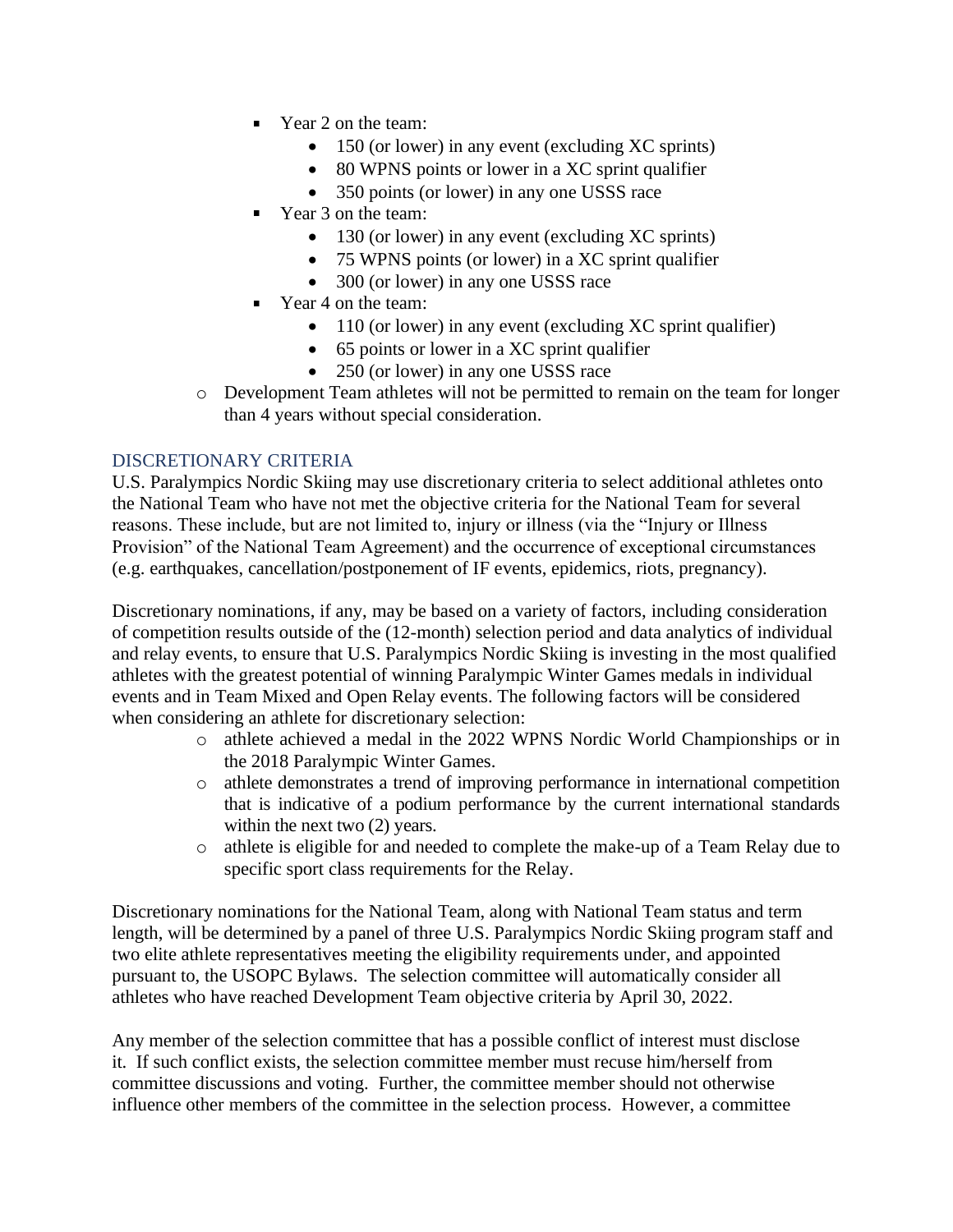- Year 2 on the team:
  - 150 (or lower) in any event (excluding XC sprints)
  - 80 WPNS points or lower in a XC sprint qualifier
  - 350 points (or lower) in any one USSS race
- Year 3 on the team:
  - 130 (or lower) in any event (excluding XC sprints)
  - 75 WPNS points (or lower) in a XC sprint qualifier
  - 300 (or lower) in any one USSS race
- Year 4 on the team:
  - 110 (or lower) in any event (excluding XC sprint qualifier)
  - 65 points or lower in a XC sprint qualifier
  - 250 (or lower) in any one USSS race

- Development Team athletes will not be permitted to remain on the team for longer than 4 years without special consideration.

## DISCRETIONARY CRITERIA

U.S. Paralympics Nordic Skiing may use discretionary criteria to select additional athletes onto the National Team who have not met the objective criteria for the National Team for several reasons. These include, but are not limited to, injury or illness (via the "Injury or Illness Provision" of the National Team Agreement) and the occurrence of exceptional circumstances (e.g. earthquakes, cancellation/postponement of IF events, epidemics, riots, pregnancy).

Discretionary nominations, if any, may be based on a variety of factors, including consideration of competition results outside of the (12-month) selection period and data analytics of individual and relay events, to ensure that U.S. Paralympics Nordic Skiing is investing in the most qualified athletes with the greatest potential of winning Paralympic Winter Games medals in individual events and in Team Mixed and Open Relay events. The following factors will be considered when considering an athlete for discretionary selection:

- athlete achieved a medal in the 2022 WPNS Nordic World Championships or in the 2018 Paralympic Winter Games.
- athlete demonstrates a trend of improving performance in international competition that is indicative of a podium performance by the current international standards within the next two (2) years.
- athlete is eligible for and needed to complete the make-up of a Team Relay due to specific sport class requirements for the Relay.

Discretionary nominations for the National Team, along with National Team status and term length, will be determined by a panel of three U.S. Paralympics Nordic Skiing program staff and two elite athlete representatives meeting the eligibility requirements under, and appointed pursuant to, the USOPC Bylaws. The selection committee will automatically consider all athletes who have reached Development Team objective criteria by April 30, 2022.

Any member of the selection committee that has a possible conflict of interest must disclose it. If such conflict exists, the selection committee member must recuse him/herself from committee discussions and voting. Further, the committee member should not otherwise influence other members of the committee in the selection process. However, a committee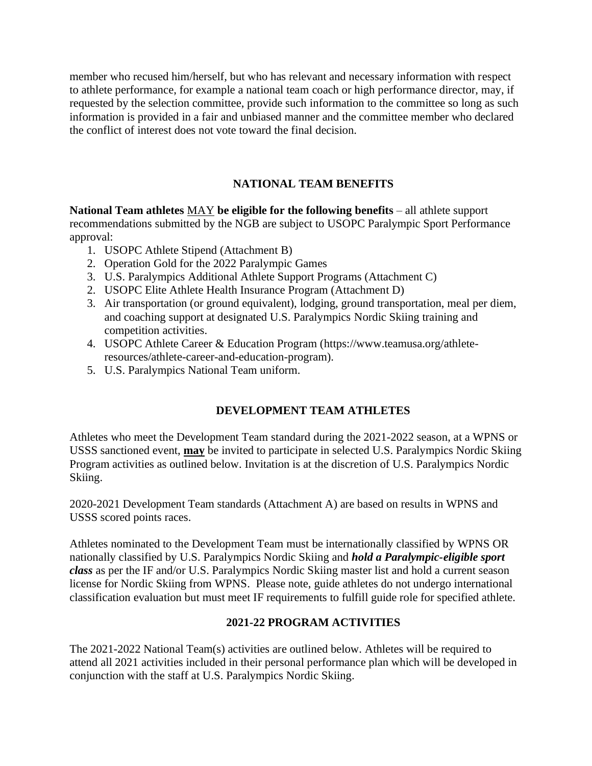member who recused him/herself, but who has relevant and necessary information with respect to athlete performance, for example a national team coach or high performance director, may, if requested by the selection committee, provide such information to the committee so long as such information is provided in a fair and unbiased manner and the committee member who declared the conflict of interest does not vote toward the final decision.

## NATIONAL TEAM BENEFITS

**National Team athletes** MAY **be eligible for the following benefits** – all athlete support recommendations submitted by the NGB are subject to USOPC Paralympic Sport Performance approval:

1. USOPC Athlete Stipend (Attachment B)
2. Operation Gold for the 2022 Paralympic Games
3. U.S. Paralympics Additional Athlete Support Programs (Attachment C)
2. USOPC Elite Athlete Health Insurance Program (Attachment D)
3. Air transportation (or ground equivalent), lodging, ground transportation, meal per diem, and coaching support at designated U.S. Paralympics Nordic Skiing training and competition activities.
4. USOPC Athlete Career & Education Program (https://www.teamusa.org/athlete-resources/athlete-career-and-education-program).
5. U.S. Paralympics National Team uniform.

## DEVELOPMENT TEAM ATHLETES

Athletes who meet the Development Team standard during the 2021-2022 season, at a WPNS or USSS sanctioned event, **may** be invited to participate in selected U.S. Paralympics Nordic Skiing Program activities as outlined below. Invitation is at the discretion of U.S. Paralympics Nordic Skiing.

2020-2021 Development Team standards (Attachment A) are based on results in WPNS and USSS scored points races.

Athletes nominated to the Development Team must be internationally classified by WPNS OR nationally classified by U.S. Paralympics Nordic Skiing and ***hold a Paralympic-eligible sport class*** as per the IF and/or U.S. Paralympics Nordic Skiing master list and hold a current season license for Nordic Skiing from WPNS. Please note, guide athletes do not undergo international classification evaluation but must meet IF requirements to fulfill guide role for specified athlete.

## 2021-22 PROGRAM ACTIVITIES

The 2021-2022 National Team(s) activities are outlined below. Athletes will be required to attend all 2021 activities included in their personal performance plan which will be developed in conjunction with the staff at U.S. Paralympics Nordic Skiing.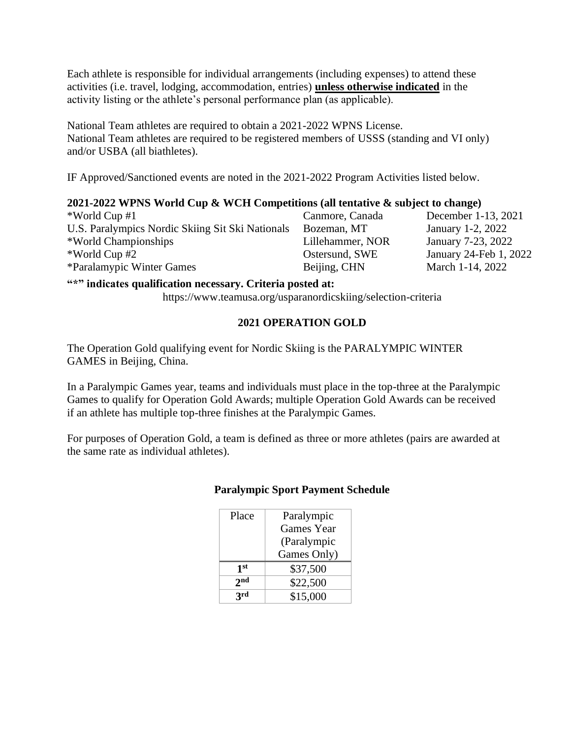Each athlete is responsible for individual arrangements (including expenses) to attend these activities (i.e. travel, lodging, accommodation, entries) **unless otherwise indicated** in the activity listing or the athlete's personal performance plan (as applicable).

National Team athletes are required to obtain a 2021-2022 WPNS License.
National Team athletes are required to be registered members of USSS (standing and VI only) and/or USBA (all biathletes).

IF Approved/Sanctioned events are noted in the 2021-2022 Program Activities listed below.

**2021-2022 WPNS World Cup & WCH Competitions (all tentative & subject to change)**

| | | |
|---|---|---|
| *World Cup #1 | Canmore, Canada | December 1-13, 2021 |
| U.S. Paralympics Nordic Skiing Sit Ski Nationals | Bozeman, MT | January 1-2, 2022 |
| *World Championships | Lillehammer, NOR | January 7-23, 2022 |
| *World Cup #2 | Ostersund, SWE | January 24-Feb 1, 2022 |
| *Paralamypic Winter Games | Beijing, CHN | March 1-14, 2022 |

**"*" indicates qualification necessary. Criteria posted at:**
https://www.teamusa.org/usparanordicskiing/selection-criteria

## 2021 OPERATION GOLD

The Operation Gold qualifying event for Nordic Skiing is the PARALYMPIC WINTER GAMES in Beijing, China.

In a Paralympic Games year, teams and individuals must place in the top-three at the Paralympic Games to qualify for Operation Gold Awards; multiple Operation Gold Awards can be received if an athlete has multiple top-three finishes at the Paralympic Games.

For purposes of Operation Gold, a team is defined as three or more athletes (pairs are awarded at the same rate as individual athletes).

**Paralympic Sport Payment Schedule**

| Place | Paralympic Games Year (Paralympic Games Only) |
|---|---|
| **1st** | $37,500 |
| **2nd** | $22,500 |
| **3rd** | $15,000 |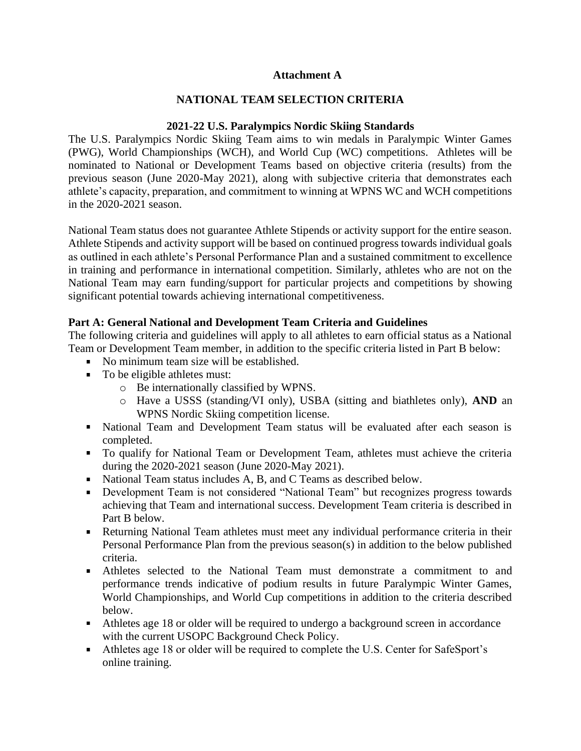**Attachment A**

**NATIONAL TEAM SELECTION CRITERIA**

**2021-22 U.S. Paralympics Nordic Skiing Standards**

The U.S. Paralympics Nordic Skiing Team aims to win medals in Paralympic Winter Games (PWG), World Championships (WCH), and World Cup (WC) competitions. Athletes will be nominated to National or Development Teams based on objective criteria (results) from the previous season (June 2020-May 2021), along with subjective criteria that demonstrates each athlete's capacity, preparation, and commitment to winning at WPNS WC and WCH competitions in the 2020-2021 season.

National Team status does not guarantee Athlete Stipends or activity support for the entire season. Athlete Stipends and activity support will be based on continued progress towards individual goals as outlined in each athlete's Personal Performance Plan and a sustained commitment to excellence in training and performance in international competition. Similarly, athletes who are not on the National Team may earn funding/support for particular projects and competitions by showing significant potential towards achieving international competitiveness.

**Part A: General National and Development Team Criteria and Guidelines**

The following criteria and guidelines will apply to all athletes to earn official status as a National Team or Development Team member, in addition to the specific criteria listed in Part B below:

- No minimum team size will be established.
- To be eligible athletes must:
    - Be internationally classified by WPNS.
    - Have a USSS (standing/VI only), USBA (sitting and biathletes only), **AND** an WPNS Nordic Skiing competition license.
- National Team and Development Team status will be evaluated after each season is completed.
- To qualify for National Team or Development Team, athletes must achieve the criteria during the 2020-2021 season (June 2020-May 2021).
- National Team status includes A, B, and C Teams as described below.
- Development Team is not considered "National Team" but recognizes progress towards achieving that Team and international success. Development Team criteria is described in Part B below.
- Returning National Team athletes must meet any individual performance criteria in their Personal Performance Plan from the previous season(s) in addition to the below published criteria.
- Athletes selected to the National Team must demonstrate a commitment to and performance trends indicative of podium results in future Paralympic Winter Games, World Championships, and World Cup competitions in addition to the criteria described below.
- Athletes age 18 or older will be required to undergo a background screen in accordance with the current USOPC Background Check Policy.
- Athletes age 18 or older will be required to complete the U.S. Center for SafeSport's online training.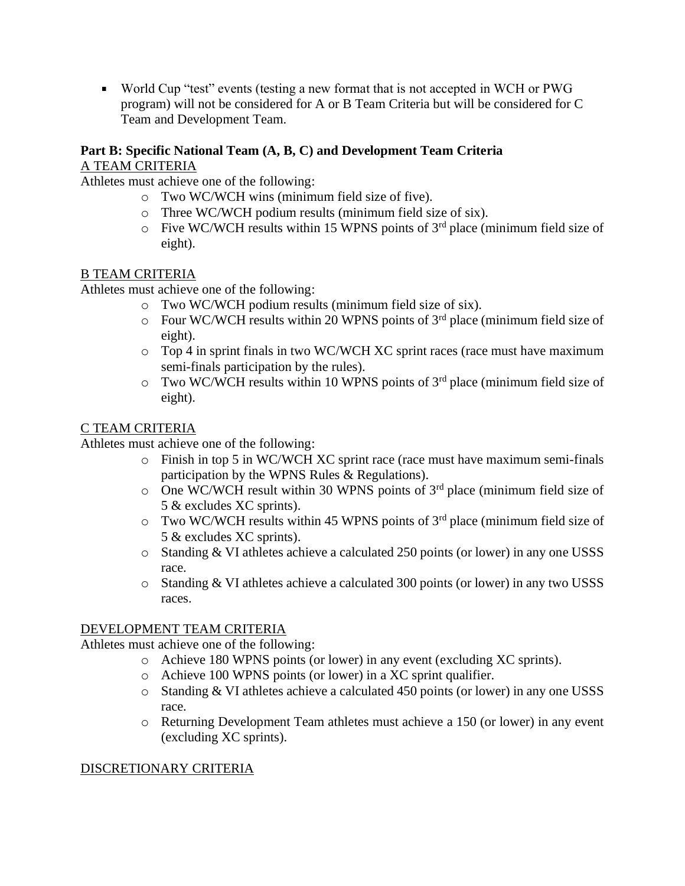- World Cup "test" events (testing a new format that is not accepted in WCH or PWG program) will not be considered for A or B Team Criteria but will be considered for C Team and Development Team.

**Part B: Specific National Team (A, B, C) and Development Team Criteria**

A TEAM CRITERIA

Athletes must achieve one of the following:

- Two WC/WCH wins (minimum field size of five).
- Three WC/WCH podium results (minimum field size of six).
- Five WC/WCH results within 15 WPNS points of 3rd place (minimum field size of eight).

B TEAM CRITERIA

Athletes must achieve one of the following:

- Two WC/WCH podium results (minimum field size of six).
- Four WC/WCH results within 20 WPNS points of 3rd place (minimum field size of eight).
- Top 4 in sprint finals in two WC/WCH XC sprint races (race must have maximum semi-finals participation by the rules).
- Two WC/WCH results within 10 WPNS points of 3rd place (minimum field size of eight).

C TEAM CRITERIA

Athletes must achieve one of the following:

- Finish in top 5 in WC/WCH XC sprint race (race must have maximum semi-finals participation by the WPNS Rules & Regulations).
- One WC/WCH result within 30 WPNS points of 3rd place (minimum field size of 5 & excludes XC sprints).
- Two WC/WCH results within 45 WPNS points of 3rd place (minimum field size of 5 & excludes XC sprints).
- Standing & VI athletes achieve a calculated 250 points (or lower) in any one USSS race.
- Standing & VI athletes achieve a calculated 300 points (or lower) in any two USSS races.

DEVELOPMENT TEAM CRITERIA

Athletes must achieve one of the following:

- Achieve 180 WPNS points (or lower) in any event (excluding XC sprints).
- Achieve 100 WPNS points (or lower) in a XC sprint qualifier.
- Standing & VI athletes achieve a calculated 450 points (or lower) in any one USSS race.
- Returning Development Team athletes must achieve a 150 (or lower) in any event (excluding XC sprints).

DISCRETIONARY CRITERIA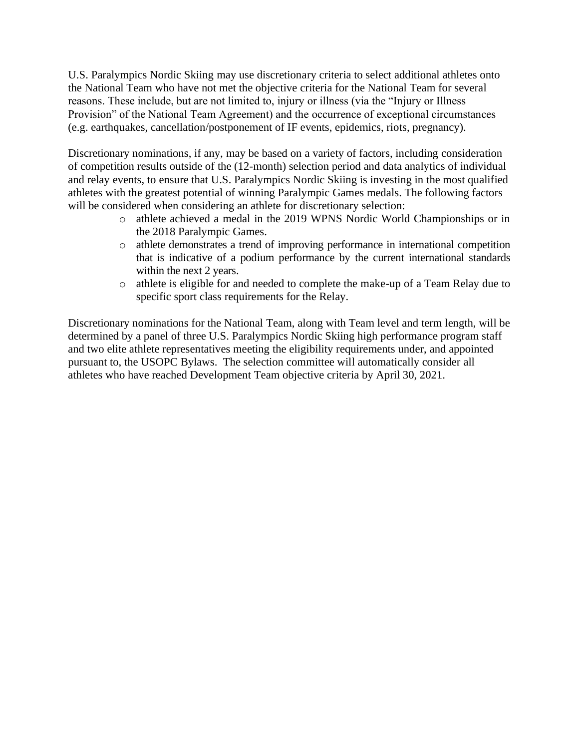U.S. Paralympics Nordic Skiing may use discretionary criteria to select additional athletes onto the National Team who have not met the objective criteria for the National Team for several reasons. These include, but are not limited to, injury or illness (via the "Injury or Illness Provision" of the National Team Agreement) and the occurrence of exceptional circumstances (e.g. earthquakes, cancellation/postponement of IF events, epidemics, riots, pregnancy).

Discretionary nominations, if any, may be based on a variety of factors, including consideration of competition results outside of the (12-month) selection period and data analytics of individual and relay events, to ensure that U.S. Paralympics Nordic Skiing is investing in the most qualified athletes with the greatest potential of winning Paralympic Games medals. The following factors will be considered when considering an athlete for discretionary selection:

- athlete achieved a medal in the 2019 WPNS Nordic World Championships or in the 2018 Paralympic Games.
- athlete demonstrates a trend of improving performance in international competition that is indicative of a podium performance by the current international standards within the next 2 years.
- athlete is eligible for and needed to complete the make-up of a Team Relay due to specific sport class requirements for the Relay.

Discretionary nominations for the National Team, along with Team level and term length, will be determined by a panel of three U.S. Paralympics Nordic Skiing high performance program staff and two elite athlete representatives meeting the eligibility requirements under, and appointed pursuant to, the USOPC Bylaws. The selection committee will automatically consider all athletes who have reached Development Team objective criteria by April 30, 2021.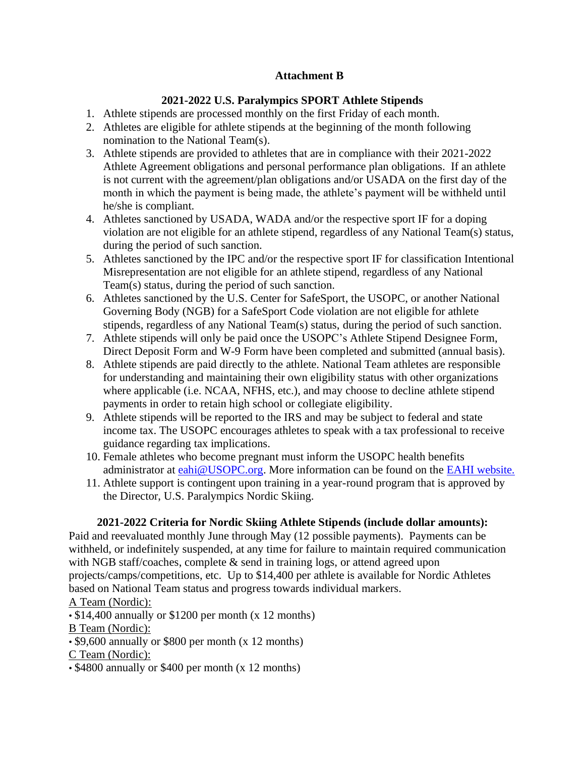**Attachment B**

**2021-2022 U.S. Paralympics SPORT Athlete Stipends**

1. Athlete stipends are processed monthly on the first Friday of each month.
2. Athletes are eligible for athlete stipends at the beginning of the month following nomination to the National Team(s).
3. Athlete stipends are provided to athletes that are in compliance with their 2021-2022 Athlete Agreement obligations and personal performance plan obligations. If an athlete is not current with the agreement/plan obligations and/or USADA on the first day of the month in which the payment is being made, the athlete's payment will be withheld until he/she is compliant.
4. Athletes sanctioned by USADA, WADA and/or the respective sport IF for a doping violation are not eligible for an athlete stipend, regardless of any National Team(s) status, during the period of such sanction.
5. Athletes sanctioned by the IPC and/or the respective sport IF for classification Intentional Misrepresentation are not eligible for an athlete stipend, regardless of any National Team(s) status, during the period of such sanction.
6. Athletes sanctioned by the U.S. Center for SafeSport, the USOPC, or another National Governing Body (NGB) for a SafeSport Code violation are not eligible for athlete stipends, regardless of any National Team(s) status, during the period of such sanction.
7. Athlete stipends will only be paid once the USOPC's Athlete Stipend Designee Form, Direct Deposit Form and W-9 Form have been completed and submitted (annual basis).
8. Athlete stipends are paid directly to the athlete. National Team athletes are responsible for understanding and maintaining their own eligibility status with other organizations where applicable (i.e. NCAA, NFHS, etc.), and may choose to decline athlete stipend payments in order to retain high school or collegiate eligibility.
9. Athlete stipends will be reported to the IRS and may be subject to federal and state income tax. The USOPC encourages athletes to speak with a tax professional to receive guidance regarding tax implications.
10. Female athletes who become pregnant must inform the USOPC health benefits administrator at eahi@USOPC.org. More information can be found on the EAHI website.
11. Athlete support is contingent upon training in a year-round program that is approved by the Director, U.S. Paralympics Nordic Skiing.

**2021-2022 Criteria for Nordic Skiing Athlete Stipends (include dollar amounts):**

Paid and reevaluated monthly June through May (12 possible payments). Payments can be withheld, or indefinitely suspended, at any time for failure to maintain required communication with NGB staff/coaches, complete & send in training logs, or attend agreed upon projects/camps/competitions, etc. Up to $14,400 per athlete is available for Nordic Athletes based on National Team status and progress towards individual markers.

<u>A Team (Nordic):</u>

- $14,400 annually or $1200 per month (x 12 months)

<u>B Team (Nordic):</u>

- $9,600 annually or $800 per month (x 12 months)

<u>C Team (Nordic):</u>

- $4800 annually or $400 per month (x 12 months)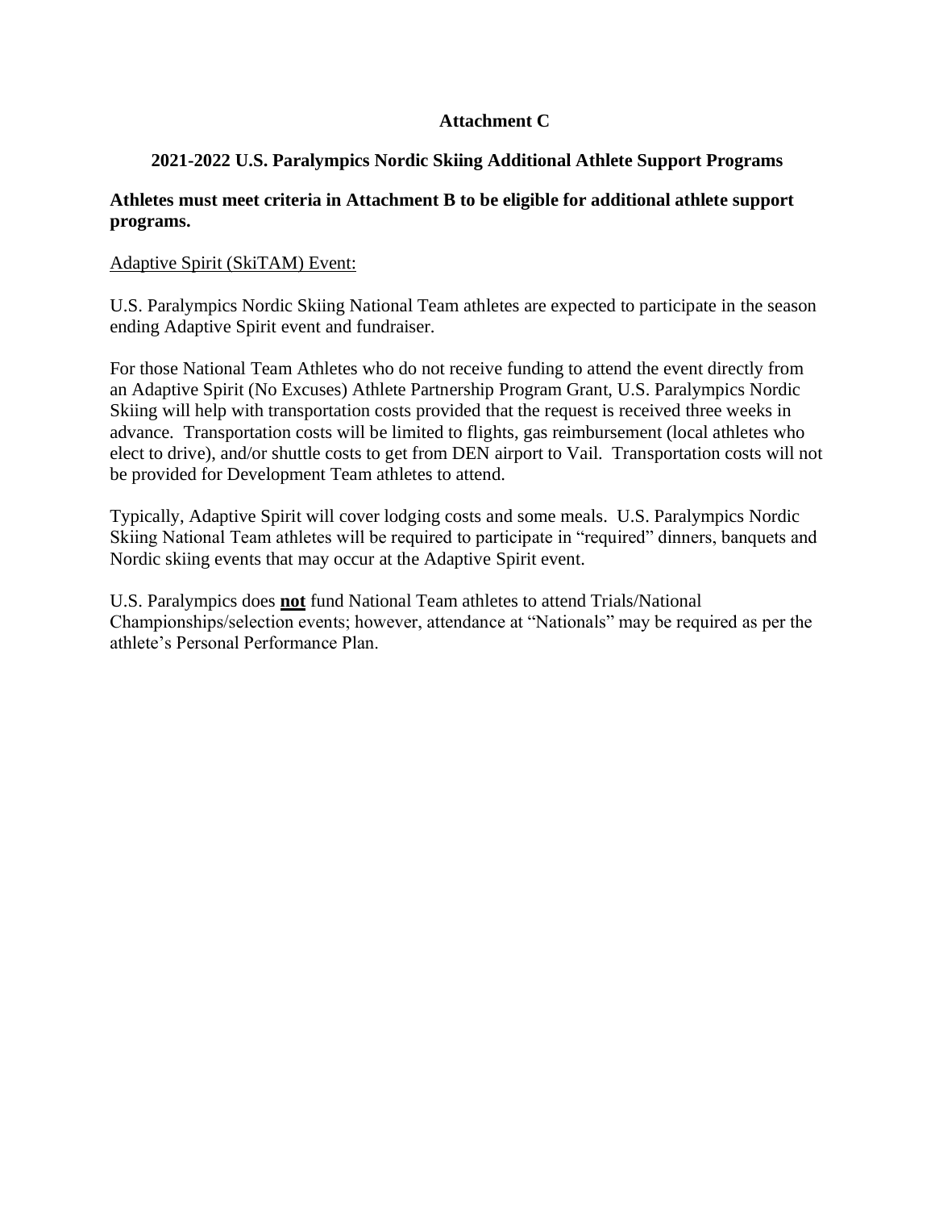**Attachment C**

**2021-2022 U.S. Paralympics Nordic Skiing Additional Athlete Support Programs**

**Athletes must meet criteria in Attachment B to be eligible for additional athlete support programs.**

<u>Adaptive Spirit (SkiTAM) Event:</u>

U.S. Paralympics Nordic Skiing National Team athletes are expected to participate in the season ending Adaptive Spirit event and fundraiser.

For those National Team Athletes who do not receive funding to attend the event directly from an Adaptive Spirit (No Excuses) Athlete Partnership Program Grant, U.S. Paralympics Nordic Skiing will help with transportation costs provided that the request is received three weeks in advance. Transportation costs will be limited to flights, gas reimbursement (local athletes who elect to drive), and/or shuttle costs to get from DEN airport to Vail. Transportation costs will not be provided for Development Team athletes to attend.

Typically, Adaptive Spirit will cover lodging costs and some meals. U.S. Paralympics Nordic Skiing National Team athletes will be required to participate in "required" dinners, banquets and Nordic skiing events that may occur at the Adaptive Spirit event.

U.S. Paralympics does <u>**not**</u> fund National Team athletes to attend Trials/National Championships/selection events; however, attendance at "Nationals" may be required as per the athlete's Personal Performance Plan.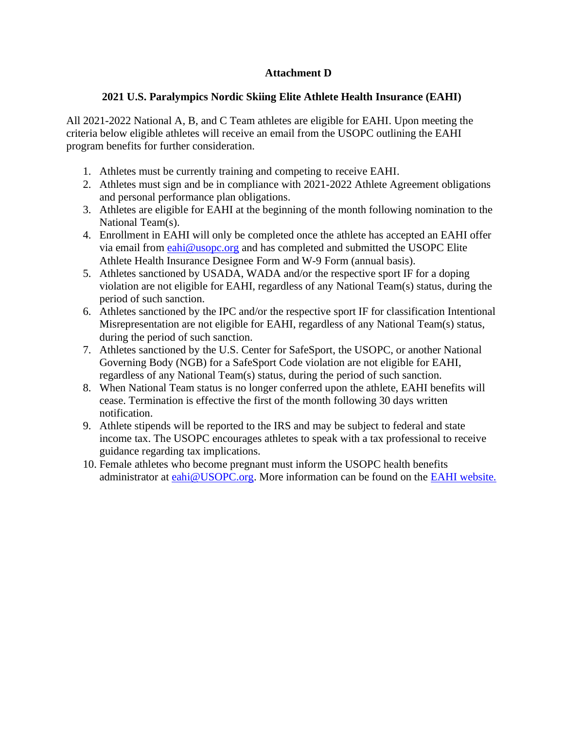## Attachment D

### 2021 U.S. Paralympics Nordic Skiing Elite Athlete Health Insurance (EAHI)

All 2021-2022 National A, B, and C Team athletes are eligible for EAHI. Upon meeting the criteria below eligible athletes will receive an email from the USOPC outlining the EAHI program benefits for further consideration.

1. Athletes must be currently training and competing to receive EAHI.
2. Athletes must sign and be in compliance with 2021-2022 Athlete Agreement obligations and personal performance plan obligations.
3. Athletes are eligible for EAHI at the beginning of the month following nomination to the National Team(s).
4. Enrollment in EAHI will only be completed once the athlete has accepted an EAHI offer via email from [eahi@usopc.org](mailto:eahi@usopc.org) and has completed and submitted the USOPC Elite Athlete Health Insurance Designee Form and W-9 Form (annual basis).
5. Athletes sanctioned by USADA, WADA and/or the respective sport IF for a doping violation are not eligible for EAHI, regardless of any National Team(s) status, during the period of such sanction.
6. Athletes sanctioned by the IPC and/or the respective sport IF for classification Intentional Misrepresentation are not eligible for EAHI, regardless of any National Team(s) status, during the period of such sanction.
7. Athletes sanctioned by the U.S. Center for SafeSport, the USOPC, or another National Governing Body (NGB) for a SafeSport Code violation are not eligible for EAHI, regardless of any National Team(s) status, during the period of such sanction.
8. When National Team status is no longer conferred upon the athlete, EAHI benefits will cease. Termination is effective the first of the month following 30 days written notification.
9. Athlete stipends will be reported to the IRS and may be subject to federal and state income tax. The USOPC encourages athletes to speak with a tax professional to receive guidance regarding tax implications.
10. Female athletes who become pregnant must inform the USOPC health benefits administrator at [eahi@USOPC.org](mailto:eahi@USOPC.org). More information can be found on the EAHI website.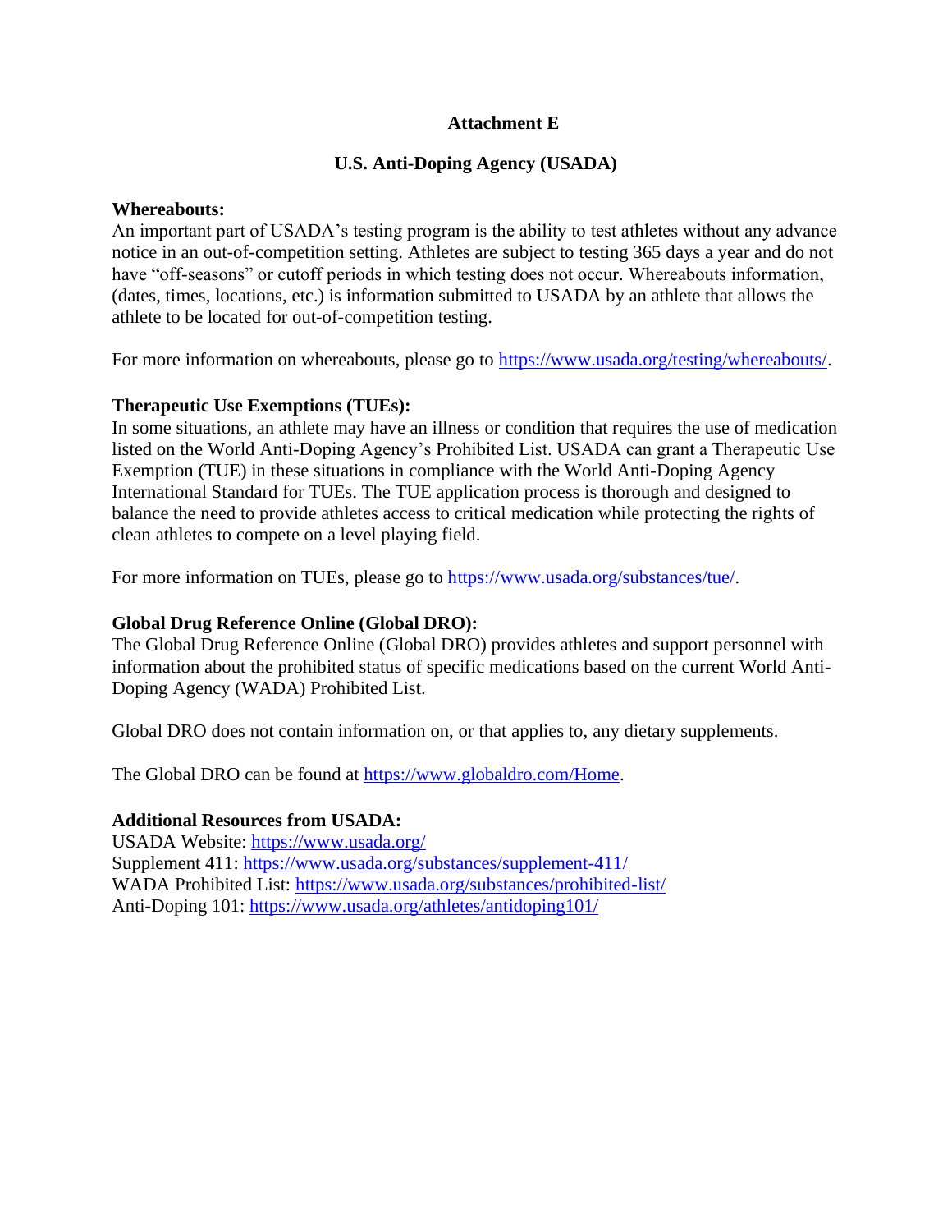## Attachment E

## U.S. Anti-Doping Agency (USADA)

**Whereabouts:**
An important part of USADA's testing program is the ability to test athletes without any advance notice in an out-of-competition setting. Athletes are subject to testing 365 days a year and do not have "off-seasons" or cutoff periods in which testing does not occur. Whereabouts information, (dates, times, locations, etc.) is information submitted to USADA by an athlete that allows the athlete to be located for out-of-competition testing.

For more information on whereabouts, please go to https://www.usada.org/testing/whereabouts/.

**Therapeutic Use Exemptions (TUEs):**
In some situations, an athlete may have an illness or condition that requires the use of medication listed on the World Anti-Doping Agency's Prohibited List. USADA can grant a Therapeutic Use Exemption (TUE) in these situations in compliance with the World Anti-Doping Agency International Standard for TUEs. The TUE application process is thorough and designed to balance the need to provide athletes access to critical medication while protecting the rights of clean athletes to compete on a level playing field.

For more information on TUEs, please go to https://www.usada.org/substances/tue/.

**Global Drug Reference Online (Global DRO):**
The Global Drug Reference Online (Global DRO) provides athletes and support personnel with information about the prohibited status of specific medications based on the current World Anti-Doping Agency (WADA) Prohibited List.

Global DRO does not contain information on, or that applies to, any dietary supplements.

The Global DRO can be found at https://www.globaldro.com/Home.

**Additional Resources from USADA:**
USADA Website: https://www.usada.org/
Supplement 411: https://www.usada.org/substances/supplement-411/
WADA Prohibited List: https://www.usada.org/substances/prohibited-list/
Anti-Doping 101: https://www.usada.org/athletes/antidoping101/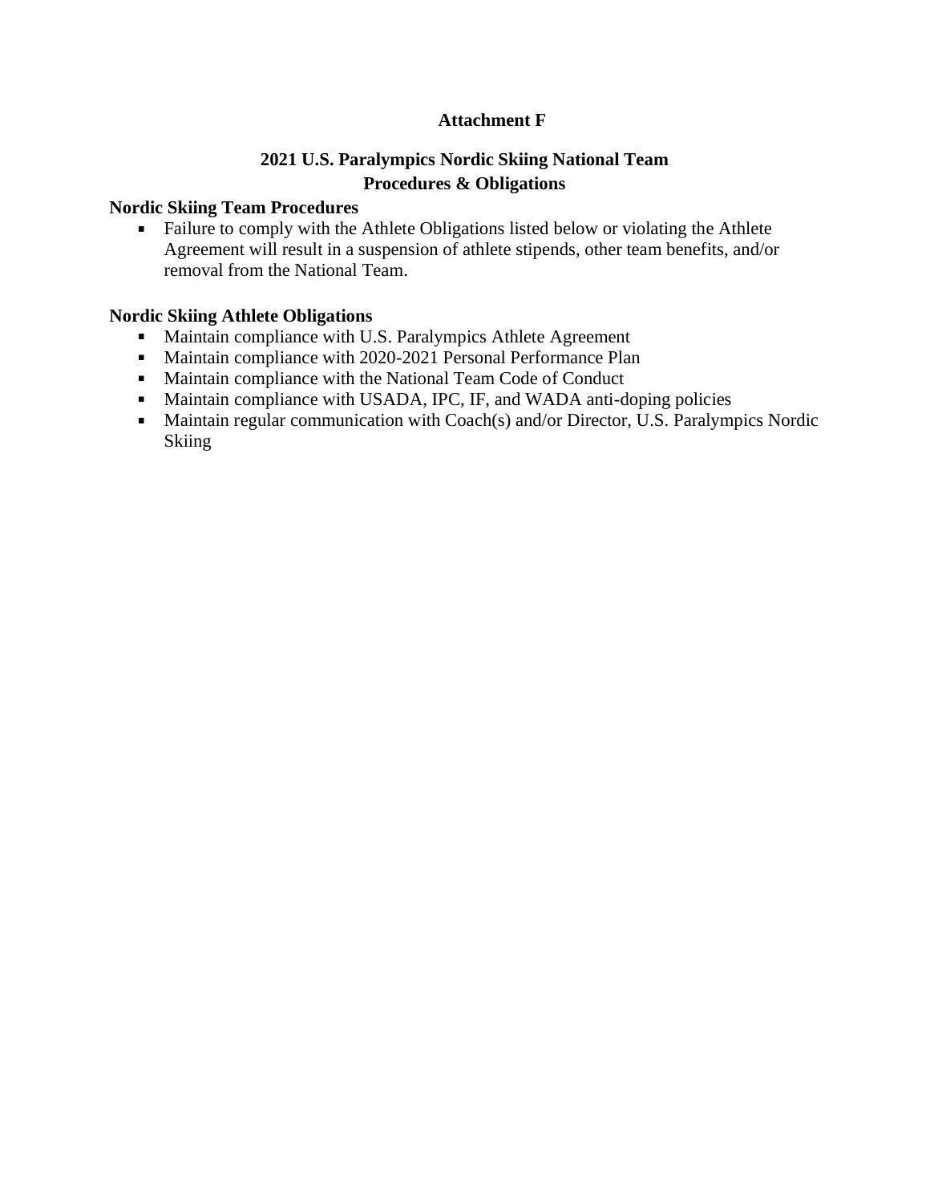**Attachment F**

## 2021 U.S. Paralympics Nordic Skiing National Team Procedures & Obligations

### Nordic Skiing Team Procedures

- Failure to comply with the Athlete Obligations listed below or violating the Athlete Agreement will result in a suspension of athlete stipends, other team benefits, and/or removal from the National Team.

### Nordic Skiing Athlete Obligations

- Maintain compliance with U.S. Paralympics Athlete Agreement
- Maintain compliance with 2020-2021 Personal Performance Plan
- Maintain compliance with the National Team Code of Conduct
- Maintain compliance with USADA, IPC, IF, and WADA anti-doping policies
- Maintain regular communication with Coach(s) and/or Director, U.S. Paralympics Nordic Skiing